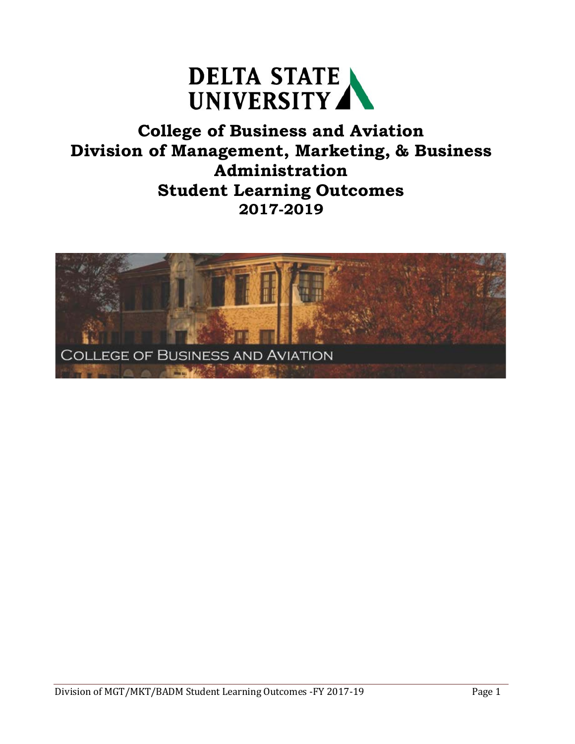DELTA STATE UNIVERSITY

# College of Business and Aviation
# Division of Management, Marketing, & Business Administration
# Student Learning Outcomes
# 2017-2019

COLLEGE OF BUSINESS AND AVIATION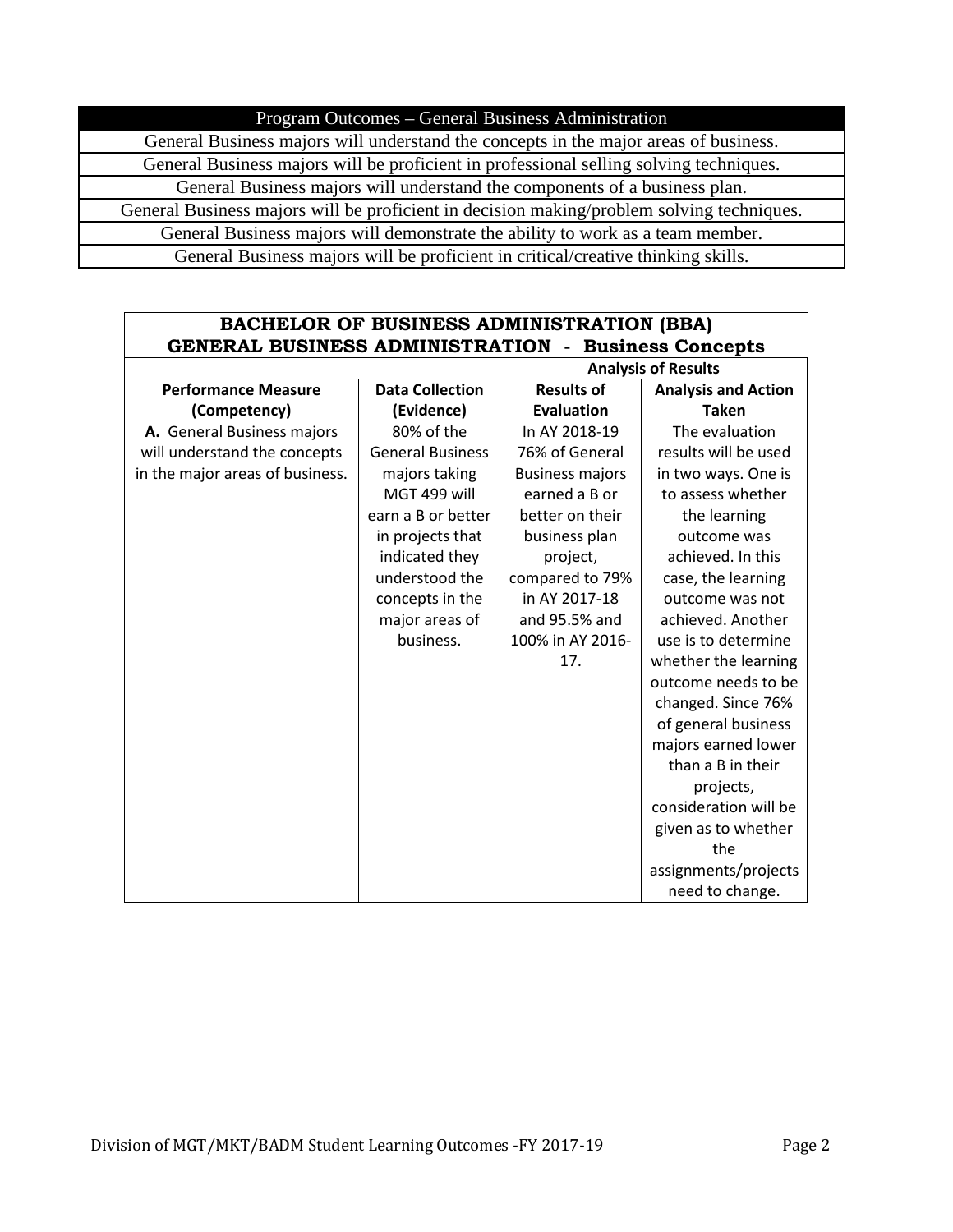| Program Outcomes – General Business Administration |
|---|
| General Business majors will understand the concepts in the major areas of business. |
| General Business majors will be proficient in professional selling solving techniques. |
| General Business majors will understand the components of a business plan. |
| General Business majors will be proficient in decision making/problem solving techniques. |
| General Business majors will demonstrate the ability to work as a team member. |
| General Business majors will be proficient in critical/creative thinking skills. |

**BACHELOR OF BUSINESS ADMINISTRATION (BBA)**
**GENERAL BUSINESS ADMINISTRATION - Business Concepts**

| | | Analysis of Results | |
|---|---|---|---|
| **Performance Measure (Competency)** | **Data Collection (Evidence)** | **Results of Evaluation** | **Analysis and Action Taken** |
| **A.** General Business majors will understand the concepts in the major areas of business. | 80% of the General Business majors taking MGT 499 will earn a B or better in projects that indicated they understood the concepts in the major areas of business. | In AY 2018-19 76% of General Business majors earned a B or better on their business plan project, compared to 79% in AY 2017-18 and 95.5% and 100% in AY 2016-17. | The evaluation results will be used in two ways. One is to assess whether the learning outcome was achieved. In this case, the learning outcome was not achieved. Another use is to determine whether the learning outcome needs to be changed. Since 76% of general business majors earned lower than a B in their projects, consideration will be given as to whether the assignments/projects need to change. |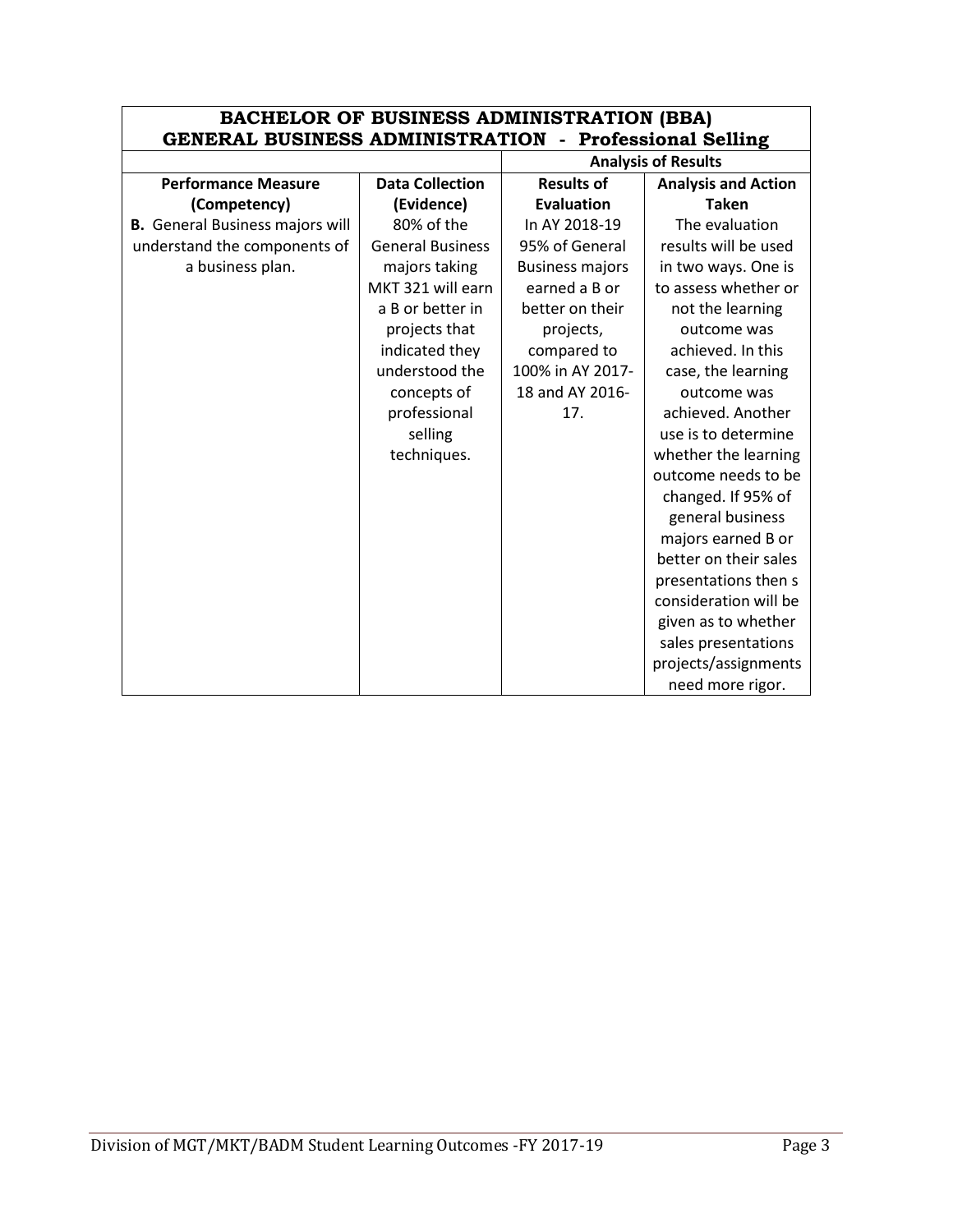| BACHELOR OF BUSINESS ADMINISTRATION (BBA) GENERAL BUSINESS ADMINISTRATION - Professional Selling | | | |
|---|---|---|---|
| | | **Analysis of Results** | |
| **Performance Measure (Competency)** | **Data Collection (Evidence)** | **Results of Evaluation** | **Analysis and Action Taken** |
| **B.** General Business majors will understand the components of a business plan. | 80% of the General Business majors taking MKT 321 will earn a B or better in projects that indicated they understood the concepts of professional selling techniques. | In AY 2018-19 95% of General Business majors earned a B or better on their projects, compared to 100% in AY 2017-18 and AY 2016-17. | The evaluation results will be used in two ways. One is to assess whether or not the learning outcome was achieved. In this case, the learning outcome was achieved. Another use is to determine whether the learning outcome needs to be changed. If 95% of general business majors earned B or better on their sales presentations then s consideration will be given as to whether sales presentations projects/assignments need more rigor. |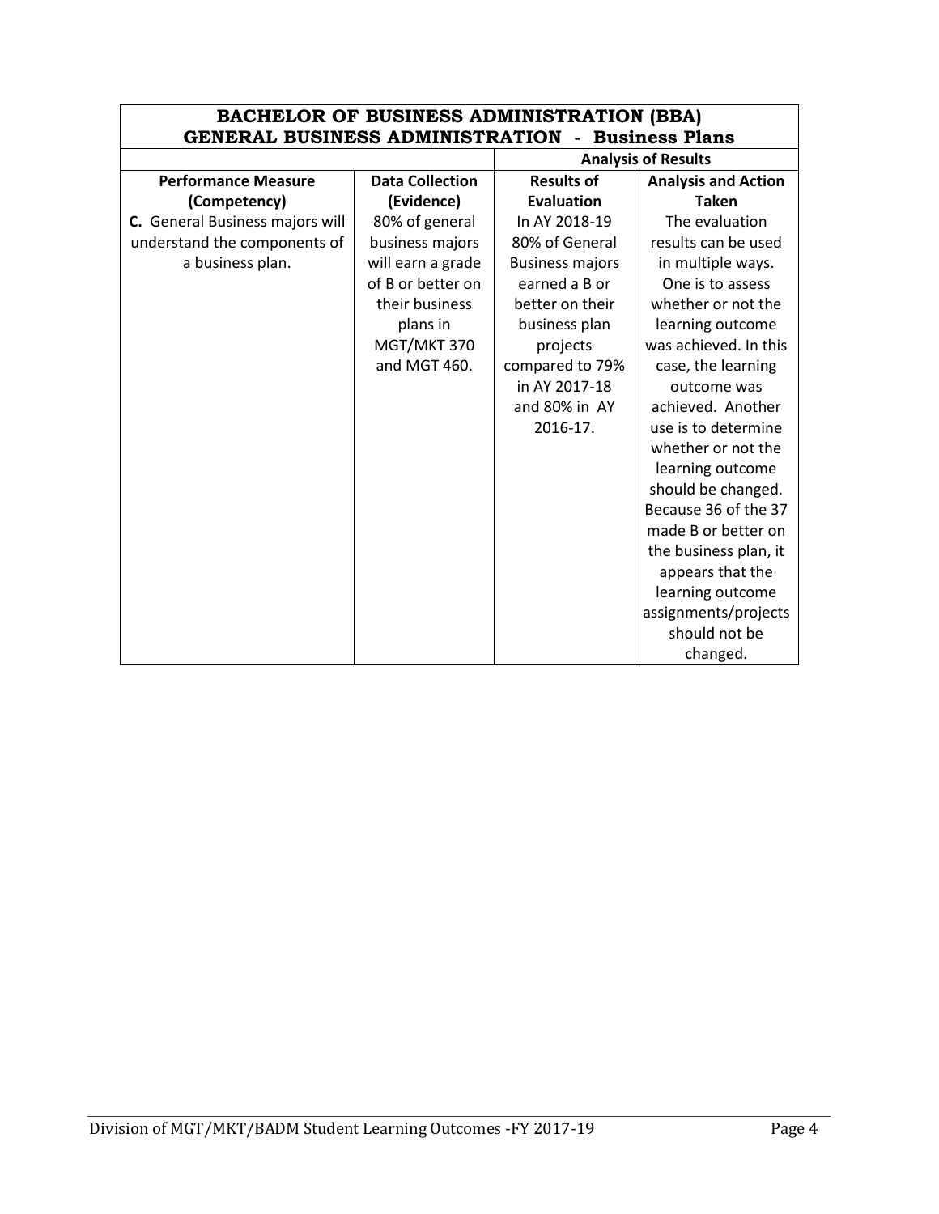| BACHELOR OF BUSINESS ADMINISTRATION (BBA) GENERAL BUSINESS ADMINISTRATION - Business Plans | | | |
|---|---|---|---|
| | | Analysis of Results | |
| **Performance Measure (Competency)** | **Data Collection (Evidence)** | **Results of Evaluation** | **Analysis and Action Taken** |
| **C.** General Business majors will understand the components of a business plan. | 80% of general business majors will earn a grade of B or better on their business plans in MGT/MKT 370 and MGT 460. | In AY 2018-19 80% of General Business majors earned a B or better on their business plan projects compared to 79% in AY 2017-18 and 80% in AY 2016-17. | The evaluation results can be used in multiple ways. One is to assess whether or not the learning outcome was achieved. In this case, the learning outcome was achieved. Another use is to determine whether or not the learning outcome should be changed. Because 36 of the 37 made B or better on the business plan, it appears that the learning outcome assignments/projects should not be changed. |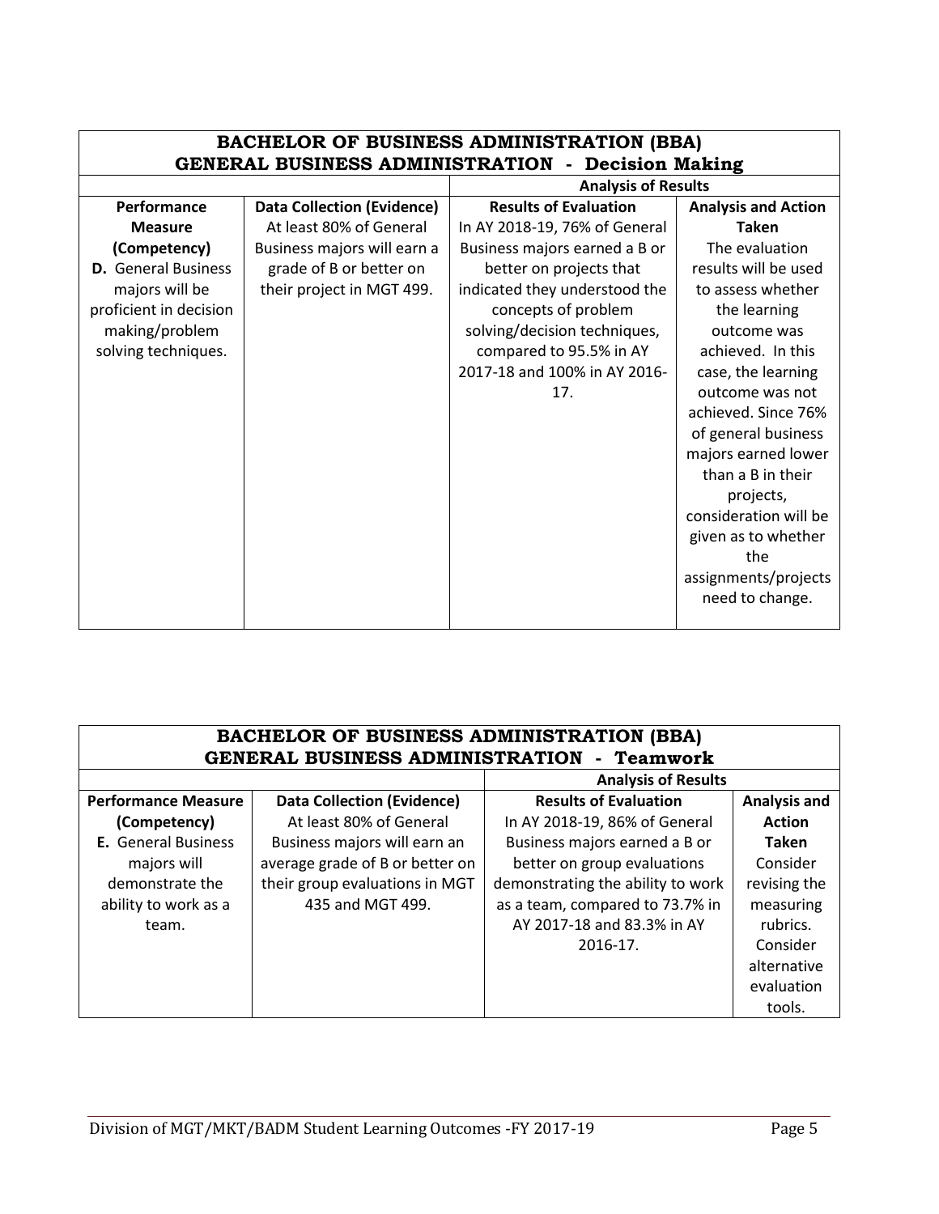| BACHELOR OF BUSINESS ADMINISTRATION (BBA) GENERAL BUSINESS ADMINISTRATION - Decision Making | | | |
|---|---|---|---|
| | | **Analysis of Results** | |
| **Performance Measure (Competency)** | **Data Collection (Evidence)** | **Results of Evaluation** | **Analysis and Action Taken** |
| **D.** General Business majors will be proficient in decision making/problem solving techniques. | At least 80% of General Business majors will earn a grade of B or better on their project in MGT 499. | In AY 2018-19, 76% of General Business majors earned a B or better on projects that indicated they understood the concepts of problem solving/decision techniques, compared to 95.5% in AY 2017-18 and 100% in AY 2016-17. | The evaluation results will be used to assess whether the learning outcome was achieved. In this case, the learning outcome was not achieved. Since 76% of general business majors earned lower than a B in their projects, consideration will be given as to whether the assignments/projects need to change. |

| BACHELOR OF BUSINESS ADMINISTRATION (BBA) GENERAL BUSINESS ADMINISTRATION - Teamwork | | | |
|---|---|---|---|
| | | **Analysis of Results** | |
| **Performance Measure (Competency)** | **Data Collection (Evidence)** | **Results of Evaluation** | **Analysis and Action Taken** |
| **E.** General Business majors will demonstrate the ability to work as a team. | At least 80% of General Business majors will earn an average grade of B or better on their group evaluations in MGT 435 and MGT 499. | In AY 2018-19, 86% of General Business majors earned a B or better on group evaluations demonstrating the ability to work as a team, compared to 73.7% in AY 2017-18 and 83.3% in AY 2016-17. | Consider revising the measuring rubrics. Consider alternative evaluation tools. |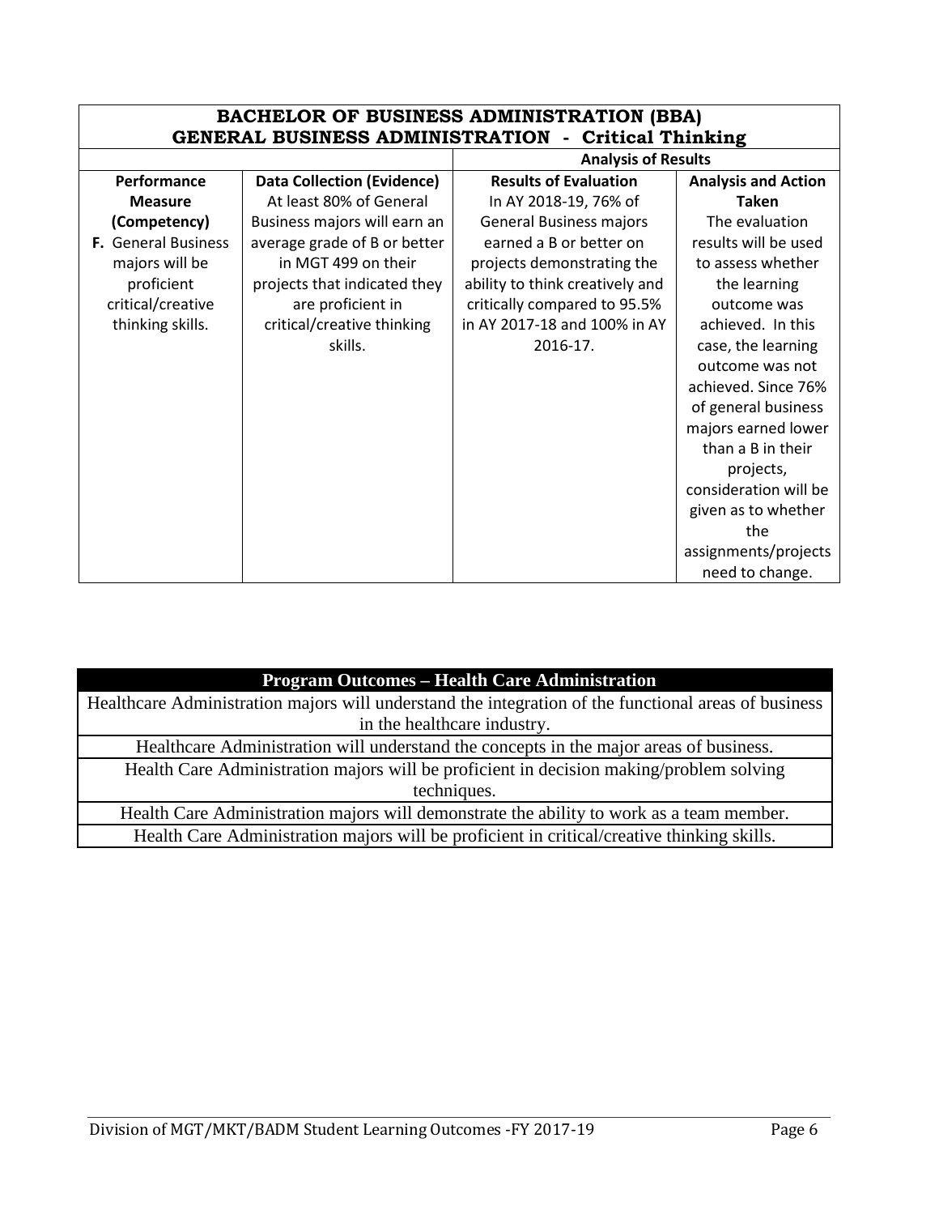| **BACHELOR OF BUSINESS ADMINISTRATION (BBA)<br>GENERAL BUSINESS ADMINISTRATION - Critical Thinking** | | | |
|---|---|---|---|
| | | **Analysis of Results** | |
| **Performance Measure (Competency)** | **Data Collection (Evidence)** | **Results of Evaluation** | **Analysis and Action Taken** |
| **F.** General Business majors will be proficient critical/creative thinking skills. | At least 80% of General Business majors will earn an average grade of B or better in MGT 499 on their projects that indicated they are proficient in critical/creative thinking skills. | In AY 2018-19, 76% of General Business majors earned a B or better on projects demonstrating the ability to think creatively and critically compared to 95.5% in AY 2017-18 and 100% in AY 2016-17. | The evaluation results will be used to assess whether the learning outcome was achieved. In this case, the learning outcome was not achieved. Since 76% of general business majors earned lower than a B in their projects, consideration will be given as to whether the assignments/projects need to change. |

| **Program Outcomes – Health Care Administration** |
|---|
| Healthcare Administration majors will understand the integration of the functional areas of business in the healthcare industry. |
| Healthcare Administration will understand the concepts in the major areas of business. |
| Health Care Administration majors will be proficient in decision making/problem solving techniques. |
| Health Care Administration majors will demonstrate the ability to work as a team member. |
| Health Care Administration majors will be proficient in critical/creative thinking skills. |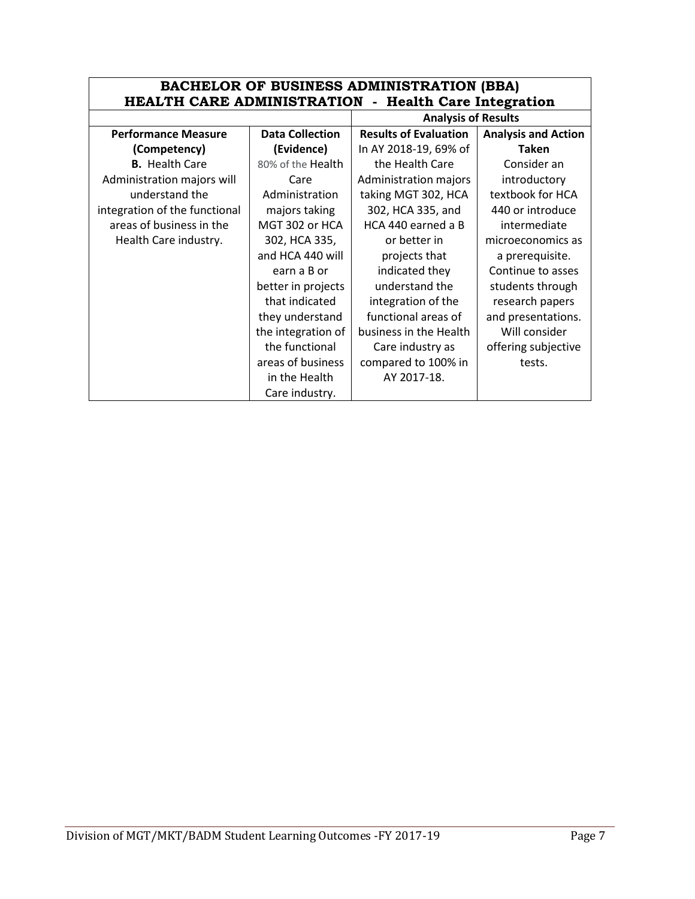| BACHELOR OF BUSINESS ADMINISTRATION (BBA) HEALTH CARE ADMINISTRATION - Health Care Integration | | | |
|---|---|---|---|
| | | Analysis of Results | |
| **Performance Measure (Competency)** | **Data Collection (Evidence)** | **Results of Evaluation** | **Analysis and Action Taken** |
| **B.** Health Care Administration majors will understand the integration of the functional areas of business in the Health Care industry. | 80% of the Health Care Administration majors taking MGT 302 or HCA 302, HCA 335, and HCA 440 will earn a B or better in projects that indicated they understand the integration of the functional areas of business in the Health Care industry. | In AY 2018-19, 69% of the Health Care Administration majors taking MGT 302, HCA 302, HCA 335, and HCA 440 earned a B or better in projects that indicated they understand the integration of the functional areas of business in the Health Care industry as compared to 100% in AY 2017-18. | Consider an introductory textbook for HCA 440 or introduce intermediate microeconomics as a prerequisite. Continue to asses students through research papers and presentations. Will consider offering subjective tests. |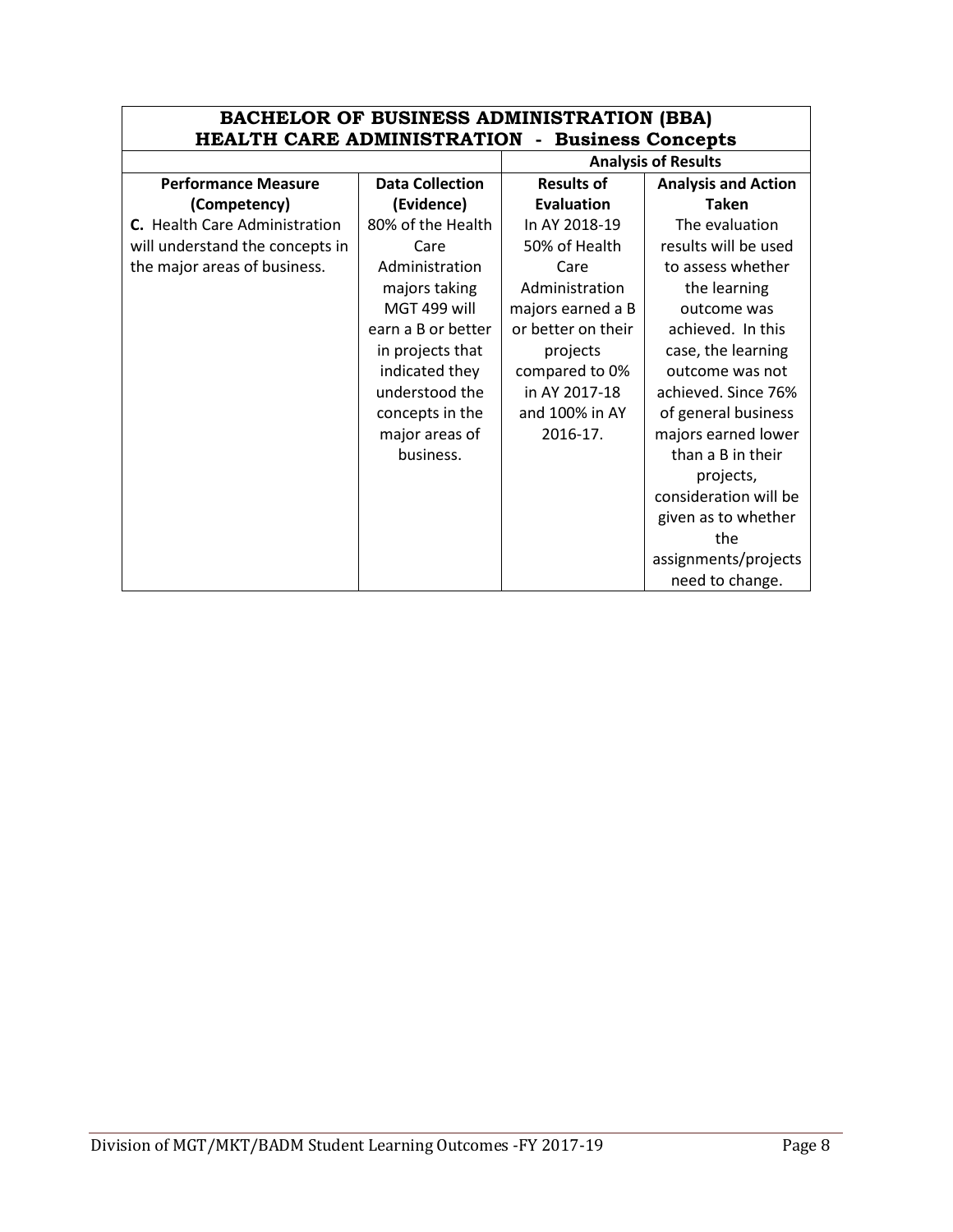| BACHELOR OF BUSINESS ADMINISTRATION (BBA) HEALTH CARE ADMINISTRATION - Business Concepts | | | |
|---|---|---|---|
| | | Analysis of Results | |
| **Performance Measure (Competency)** | **Data Collection (Evidence)** | **Results of Evaluation** | **Analysis and Action Taken** |
| **C.** Health Care Administration will understand the concepts in the major areas of business. | 80% of the Health Care Administration majors taking MGT 499 will earn a B or better in projects that indicated they understood the concepts in the major areas of business. | In AY 2018-19 50% of Health Care Administration majors earned a B or better on their projects compared to 0% in AY 2017-18 and 100% in AY 2016-17. | The evaluation results will be used to assess whether the learning outcome was achieved. In this case, the learning outcome was not achieved. Since 76% of general business majors earned lower than a B in their projects, consideration will be given as to whether the assignments/projects need to change. |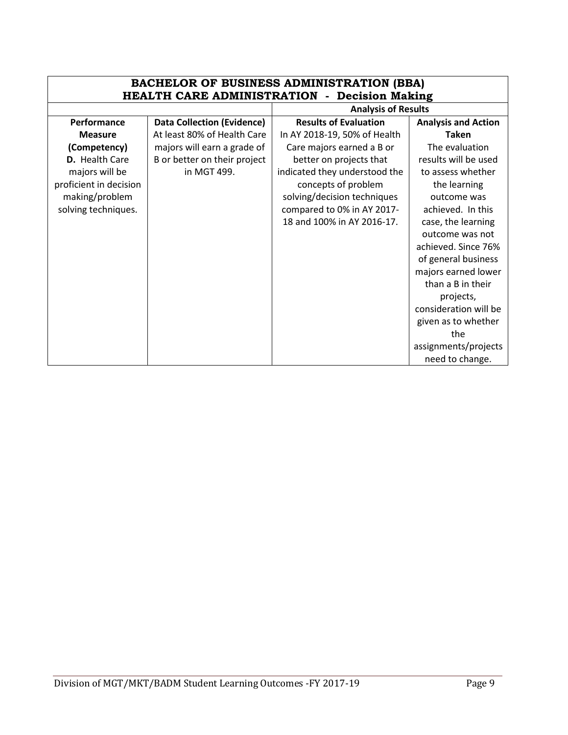| BACHELOR OF BUSINESS ADMINISTRATION (BBA) HEALTH CARE ADMINISTRATION - Decision Making | | | |
|---|---|---|---|
| | | Analysis of Results | |
| **Performance Measure (Competency)** | **Data Collection (Evidence)** | **Results of Evaluation** | **Analysis and Action Taken** |
| **D.** Health Care majors will be proficient in decision making/problem solving techniques. | At least 80% of Health Care majors will earn a grade of B or better on their project in MGT 499. | In AY 2018-19, 50% of Health Care majors earned a B or better on projects that indicated they understood the concepts of problem solving/decision techniques compared to 0% in AY 2017-18 and 100% in AY 2016-17. | The evaluation results will be used to assess whether the learning outcome was achieved. In this case, the learning outcome was not achieved. Since 76% of general business majors earned lower than a B in their projects, consideration will be given as to whether the assignments/projects need to change. |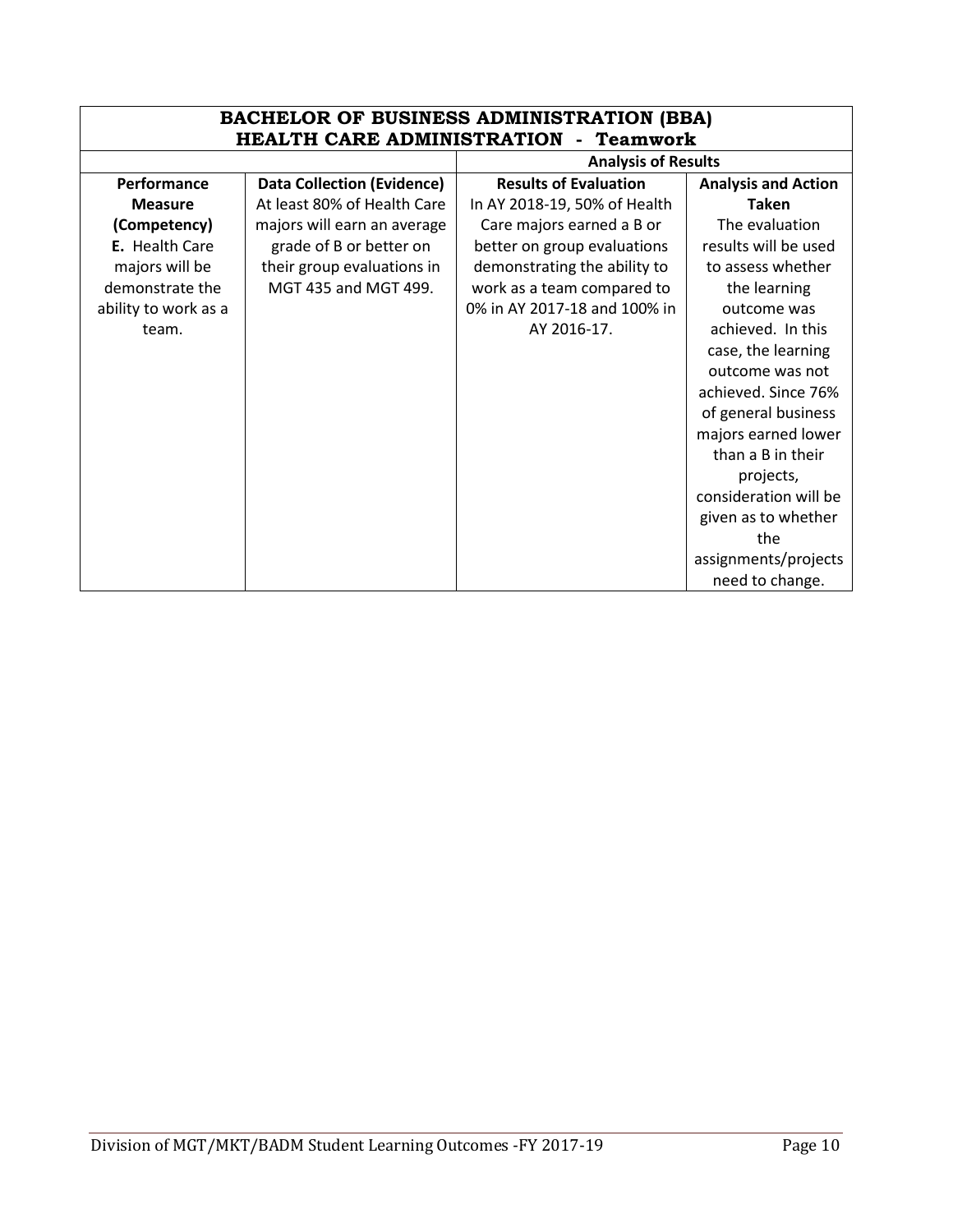| **BACHELOR OF BUSINESS ADMINISTRATION (BBA) HEALTH CARE ADMINISTRATION - Teamwork** | | | |
|---|---|---|---|
| | | **Analysis of Results** | |
| **Performance Measure (Competency)** | **Data Collection (Evidence)** | **Results of Evaluation** | **Analysis and Action Taken** |
| **E.** Health Care majors will be demonstrate the ability to work as a team. | At least 80% of Health Care majors will earn an average grade of B or better on their group evaluations in MGT 435 and MGT 499. | In AY 2018-19, 50% of Health Care majors earned a B or better on group evaluations demonstrating the ability to work as a team compared to 0% in AY 2017-18 and 100% in AY 2016-17. | The evaluation results will be used to assess whether the learning outcome was achieved. In this case, the learning outcome was not achieved. Since 76% of general business majors earned lower than a B in their projects, consideration will be given as to whether the assignments/projects need to change. |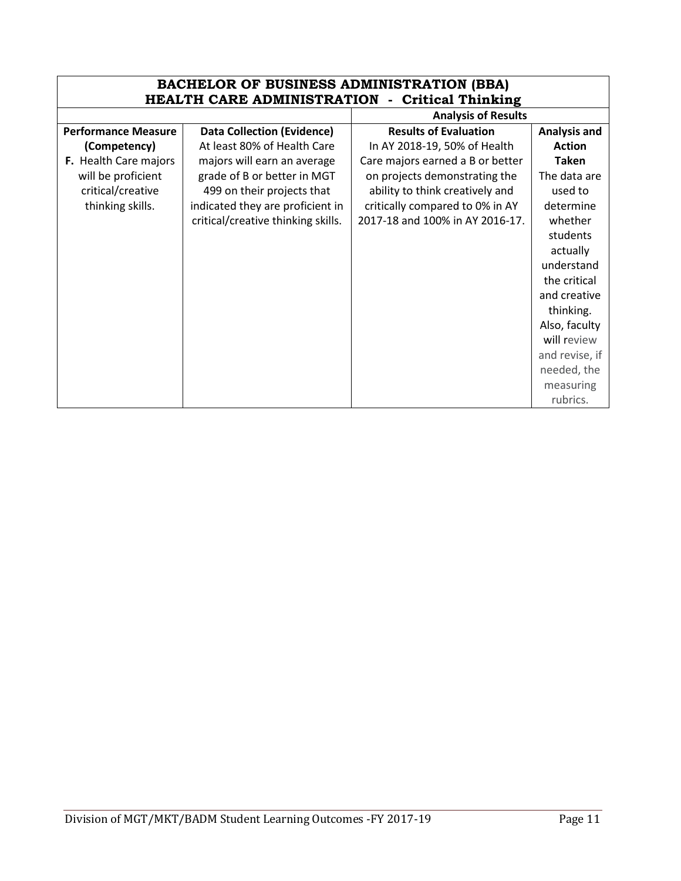| BACHELOR OF BUSINESS ADMINISTRATION (BBA) HEALTH CARE ADMINISTRATION - Critical Thinking | | | |
|---|---|---|---|
| | | **Analysis of Results** | |
| **Performance Measure (Competency)** | **Data Collection (Evidence)** | **Results of Evaluation** | **Analysis and Action Taken** |
| **F.** Health Care majors will be proficient critical/creative thinking skills. | At least 80% of Health Care majors will earn an average grade of B or better in MGT 499 on their projects that indicated they are proficient in critical/creative thinking skills. | In AY 2018-19, 50% of Health Care majors earned a B or better on projects demonstrating the ability to think creatively and critically compared to 0% in AY 2017-18 and 100% in AY 2016-17. | The data are used to determine whether students actually understand the critical and creative thinking. Also, faculty will review and revise, if needed, the measuring rubrics. |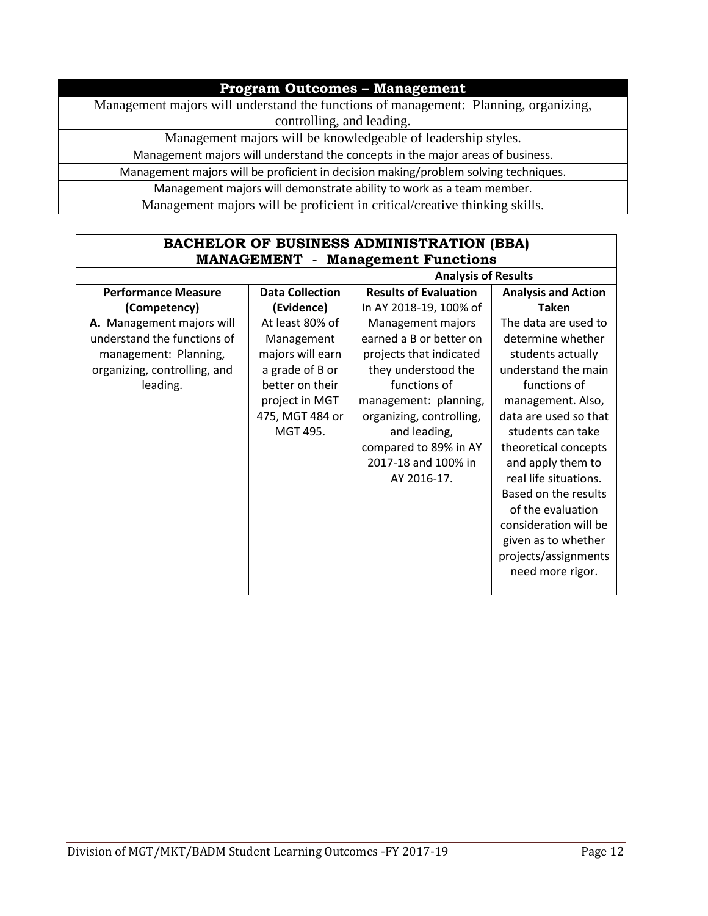| Program Outcomes – Management |
| --- |
| Management majors will understand the functions of management: Planning, organizing, controlling, and leading. |
| Management majors will be knowledgeable of leadership styles. |
| Management majors will understand the concepts in the major areas of business. |
| Management majors will be proficient in decision making/problem solving techniques. |
| Management majors will demonstrate ability to work as a team member. |
| Management majors will be proficient in critical/creative thinking skills. |

**BACHELOR OF BUSINESS ADMINISTRATION (BBA)**
**MANAGEMENT - Management Functions**

| | | Analysis of Results | |
| --- | --- | --- | --- |
| **Performance Measure (Competency)** | **Data Collection (Evidence)** | **Results of Evaluation** | **Analysis and Action Taken** |
| **A.** Management majors will understand the functions of management: Planning, organizing, controlling, and leading. | At least 80% of Management majors will earn a grade of B or better on their project in MGT 475, MGT 484 or MGT 495. | In AY 2018-19, 100% of Management majors earned a B or better on projects that indicated they understood the functions of management: planning, organizing, controlling, and leading, compared to 89% in AY 2017-18 and 100% in AY 2016-17. | The data are used to determine whether students actually understand the main functions of management. Also, data are used so that students can take theoretical concepts and apply them to real life situations. Based on the results of the evaluation consideration will be given as to whether projects/assignments need more rigor. |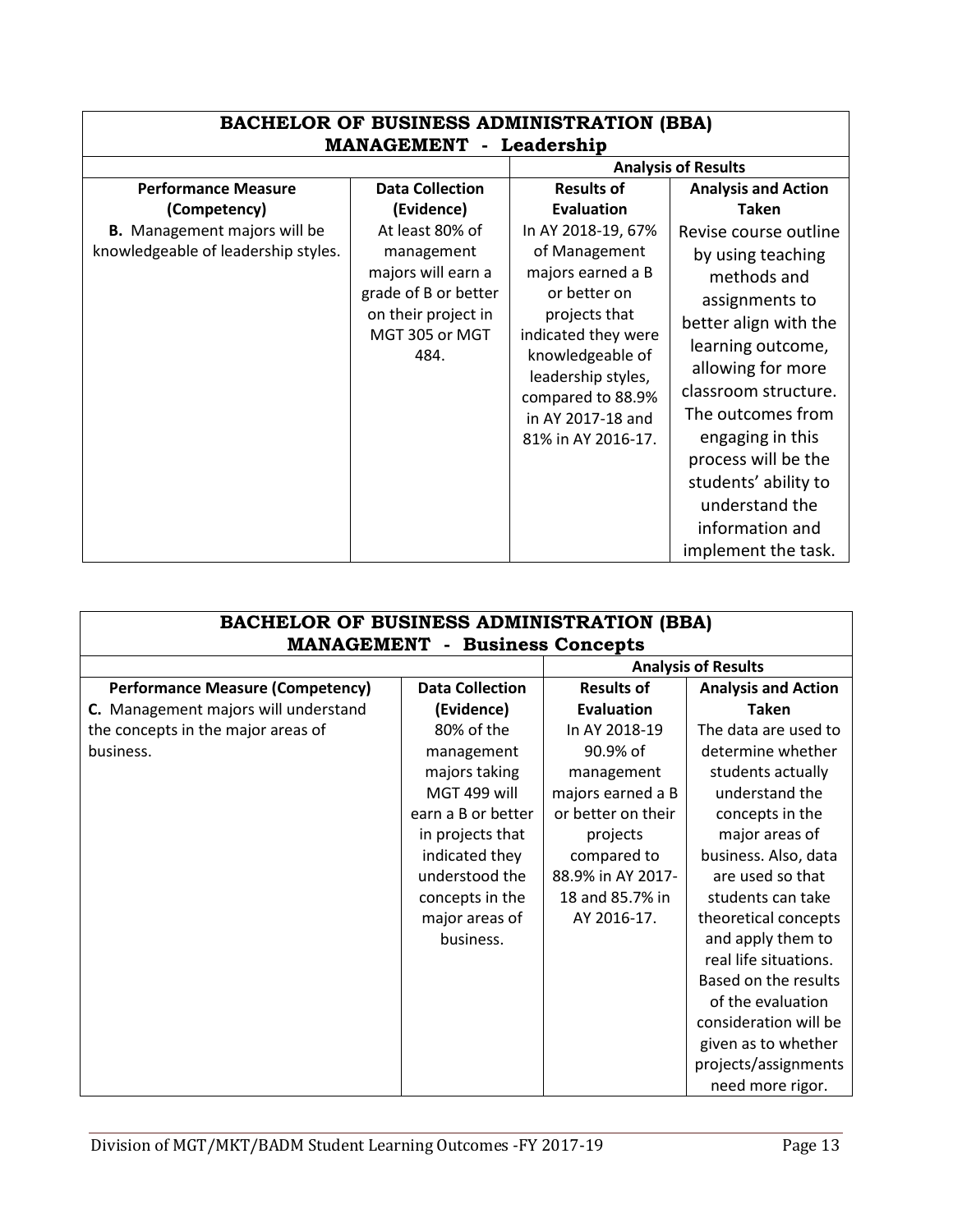| BACHELOR OF BUSINESS ADMINISTRATION (BBA) MANAGEMENT - Leadership | | | |
|---|---|---|---|
| | | **Analysis of Results** | |
| **Performance Measure (Competency)** | **Data Collection (Evidence)** | **Results of Evaluation** | **Analysis and Action Taken** |
| **B.** Management majors will be knowledgeable of leadership styles. | At least 80% of management majors will earn a grade of B or better on their project in MGT 305 or MGT 484. | In AY 2018-19, 67% of Management majors earned a B or better on projects that indicated they were knowledgeable of leadership styles, compared to 88.9% in AY 2017-18 and 81% in AY 2016-17. | Revise course outline by using teaching methods and assignments to better align with the learning outcome, allowing for more classroom structure. The outcomes from engaging in this process will be the students' ability to understand the information and implement the task. |

| BACHELOR OF BUSINESS ADMINISTRATION (BBA) MANAGEMENT - Business Concepts | | | |
|---|---|---|---|
| | | **Analysis of Results** | |
| **Performance Measure (Competency)** | **Data Collection (Evidence)** | **Results of Evaluation** | **Analysis and Action Taken** |
| **C.** Management majors will understand the concepts in the major areas of business. | 80% of the management majors taking MGT 499 will earn a B or better in projects that indicated they understood the concepts in the major areas of business. | In AY 2018-19 90.9% of management majors earned a B or better on their projects compared to 88.9% in AY 2017-18 and 85.7% in AY 2016-17. | The data are used to determine whether students actually understand the concepts in the major areas of business. Also, data are used so that students can take theoretical concepts and apply them to real life situations. Based on the results of the evaluation consideration will be given as to whether projects/assignments need more rigor. |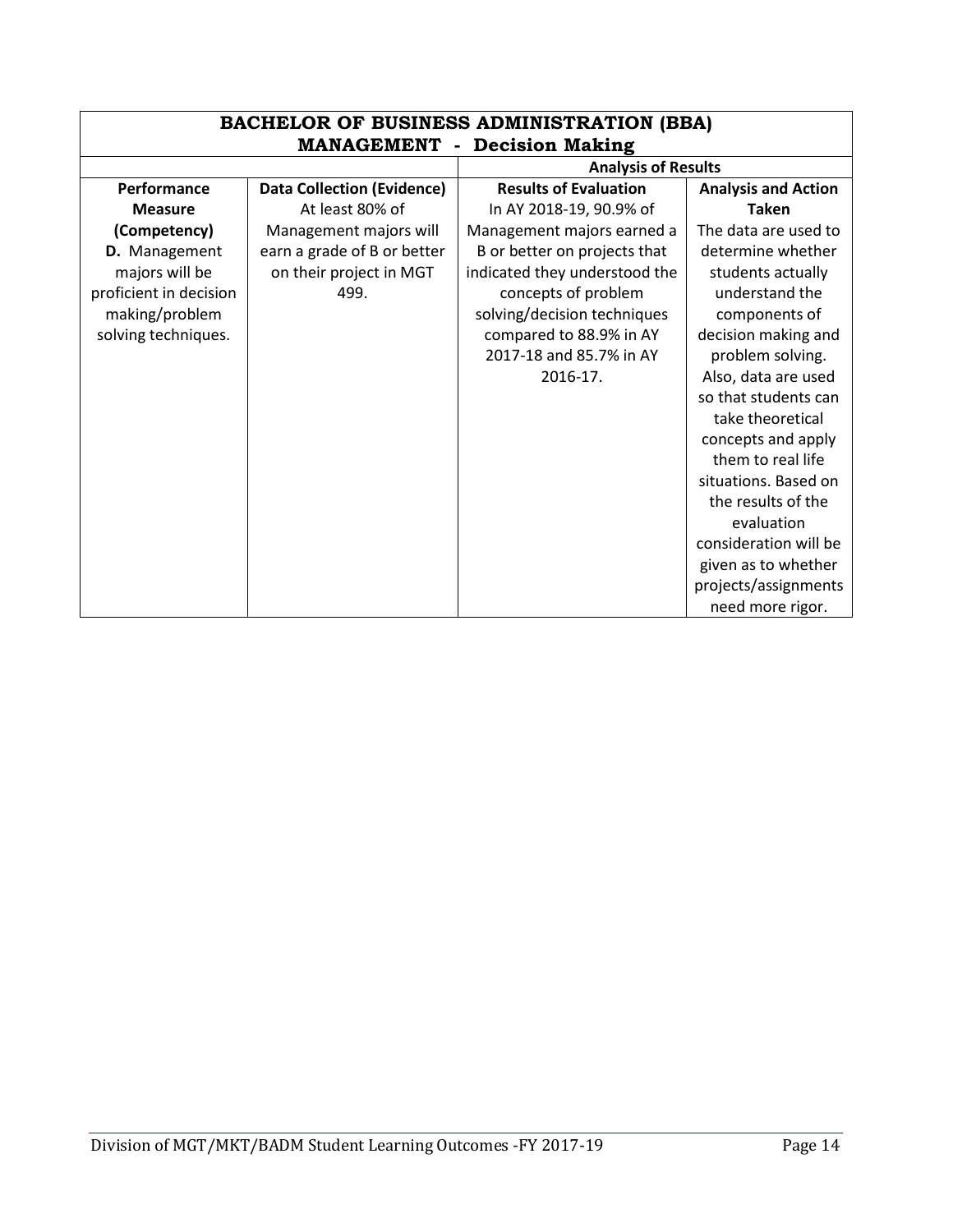| BACHELOR OF BUSINESS ADMINISTRATION (BBA) MANAGEMENT - Decision Making | | | |
|---|---|---|---|
| | | Analysis of Results | |
| **Performance Measure (Competency)** | **Data Collection (Evidence)** | **Results of Evaluation** | **Analysis and Action Taken** |
| **D.** Management majors will be proficient in decision making/problem solving techniques. | At least 80% of Management majors will earn a grade of B or better on their project in MGT 499. | In AY 2018-19, 90.9% of Management majors earned a B or better on projects that indicated they understood the concepts of problem solving/decision techniques compared to 88.9% in AY 2017-18 and 85.7% in AY 2016-17. | The data are used to determine whether students actually understand the components of decision making and problem solving. Also, data are used so that students can take theoretical concepts and apply them to real life situations. Based on the results of the evaluation consideration will be given as to whether projects/assignments need more rigor. |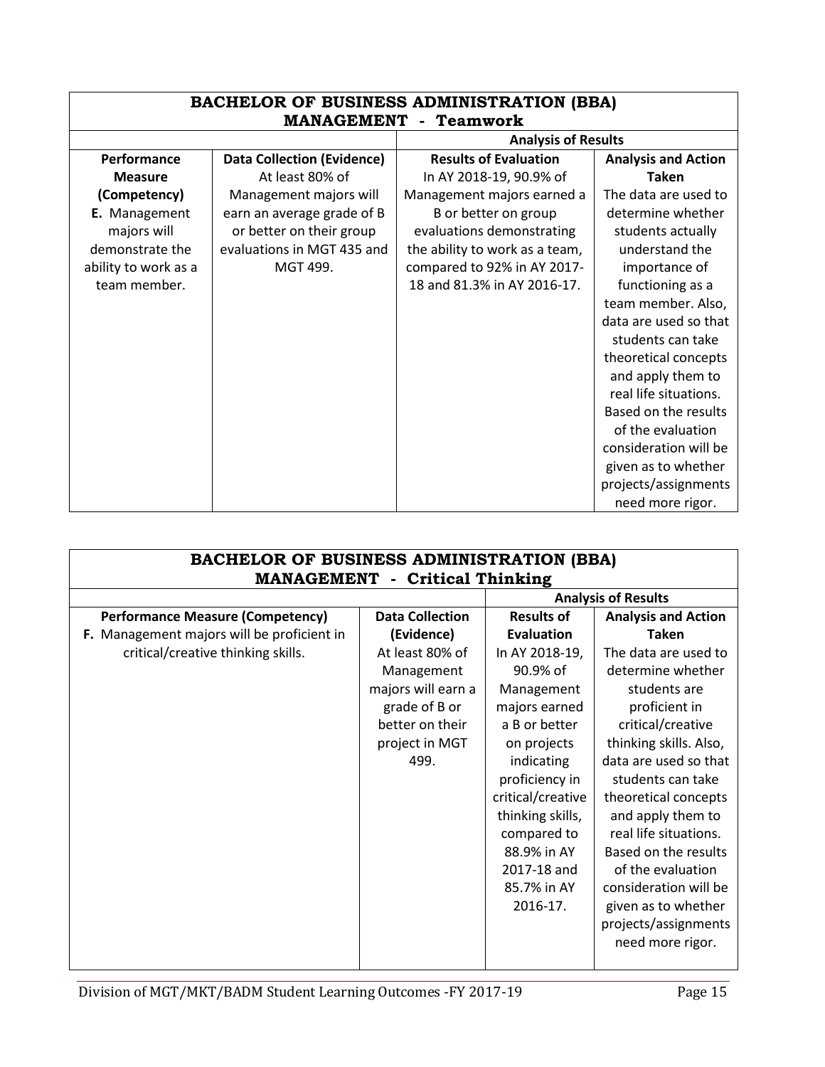| **BACHELOR OF BUSINESS ADMINISTRATION (BBA)<br>MANAGEMENT - Teamwork** | | | |
|---|---|---|---|
| | | **Analysis of Results** | |
| **Performance Measure (Competency)** | **Data Collection (Evidence)** | **Results of Evaluation** | **Analysis and Action Taken** |
| **E.** Management majors will demonstrate the ability to work as a team member. | At least 80% of Management majors will earn an average grade of B or better on their group evaluations in MGT 435 and MGT 499. | In AY 2018-19, 90.9% of Management majors earned a B or better on group evaluations demonstrating the ability to work as a team, compared to 92% in AY 2017-18 and 81.3% in AY 2016-17. | The data are used to determine whether students actually understand the importance of functioning as a team member. Also, data are used so that students can take theoretical concepts and apply them to real life situations. Based on the results of the evaluation consideration will be given as to whether projects/assignments need more rigor. |

| **BACHELOR OF BUSINESS ADMINISTRATION (BBA)<br>MANAGEMENT - Critical Thinking** | | | |
|---|---|---|---|
| | | **Analysis of Results** | |
| **Performance Measure (Competency)** | **Data Collection (Evidence)** | **Results of Evaluation** | **Analysis and Action Taken** |
| **F.** Management majors will be proficient in critical/creative thinking skills. | At least 80% of Management majors will earn a grade of B or better on their project in MGT 499. | In AY 2018-19, 90.9% of Management majors earned a B or better on projects indicating proficiency in critical/creative thinking skills, compared to 88.9% in AY 2017-18 and 85.7% in AY 2016-17. | The data are used to determine whether students are proficient in critical/creative thinking skills. Also, data are used so that students can take theoretical concepts and apply them to real life situations. Based on the results of the evaluation consideration will be given as to whether projects/assignments need more rigor. |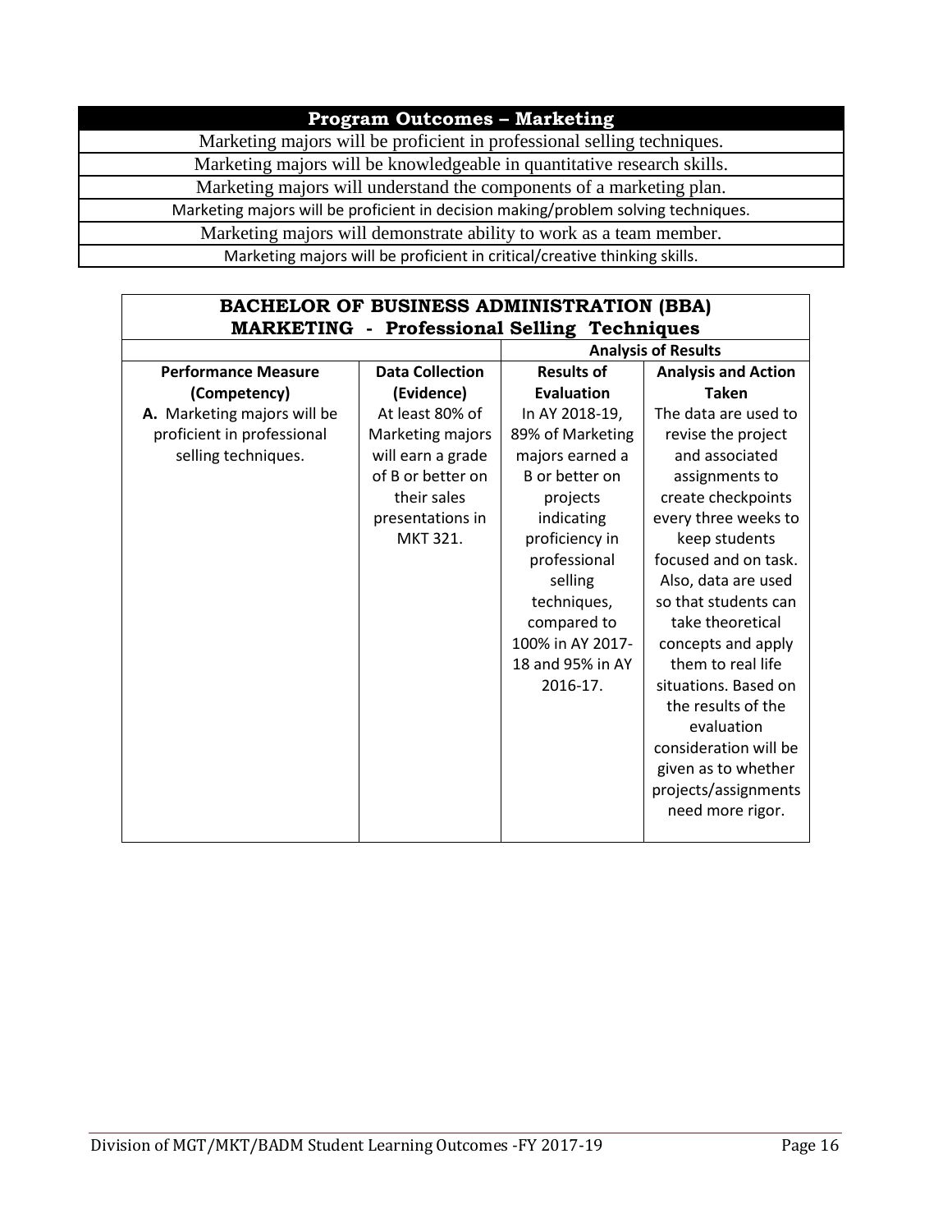| Program Outcomes – Marketing |
|---|
| Marketing majors will be proficient in professional selling techniques. |
| Marketing majors will be knowledgeable in quantitative research skills. |
| Marketing majors will understand the components of a marketing plan. |
| Marketing majors will be proficient in decision making/problem solving techniques. |
| Marketing majors will demonstrate ability to work as a team member. |
| Marketing majors will be proficient in critical/creative thinking skills. |

| BACHELOR OF BUSINESS ADMINISTRATION (BBA) MARKETING - Professional Selling Techniques | | | |
|---|---|---|---|
| | | Analysis of Results | |
| **Performance Measure (Competency)** | **Data Collection (Evidence)** | **Results of Evaluation** | **Analysis and Action Taken** |
| **A.** Marketing majors will be proficient in professional selling techniques. | At least 80% of Marketing majors will earn a grade of B or better on their sales presentations in MKT 321. | In AY 2018-19, 89% of Marketing majors earned a B or better on projects indicating proficiency in professional selling techniques, compared to 100% in AY 2017-18 and 95% in AY 2016-17. | The data are used to revise the project and associated assignments to create checkpoints every three weeks to keep students focused and on task. Also, data are used so that students can take theoretical concepts and apply them to real life situations. Based on the results of the evaluation consideration will be given as to whether projects/assignments need more rigor. |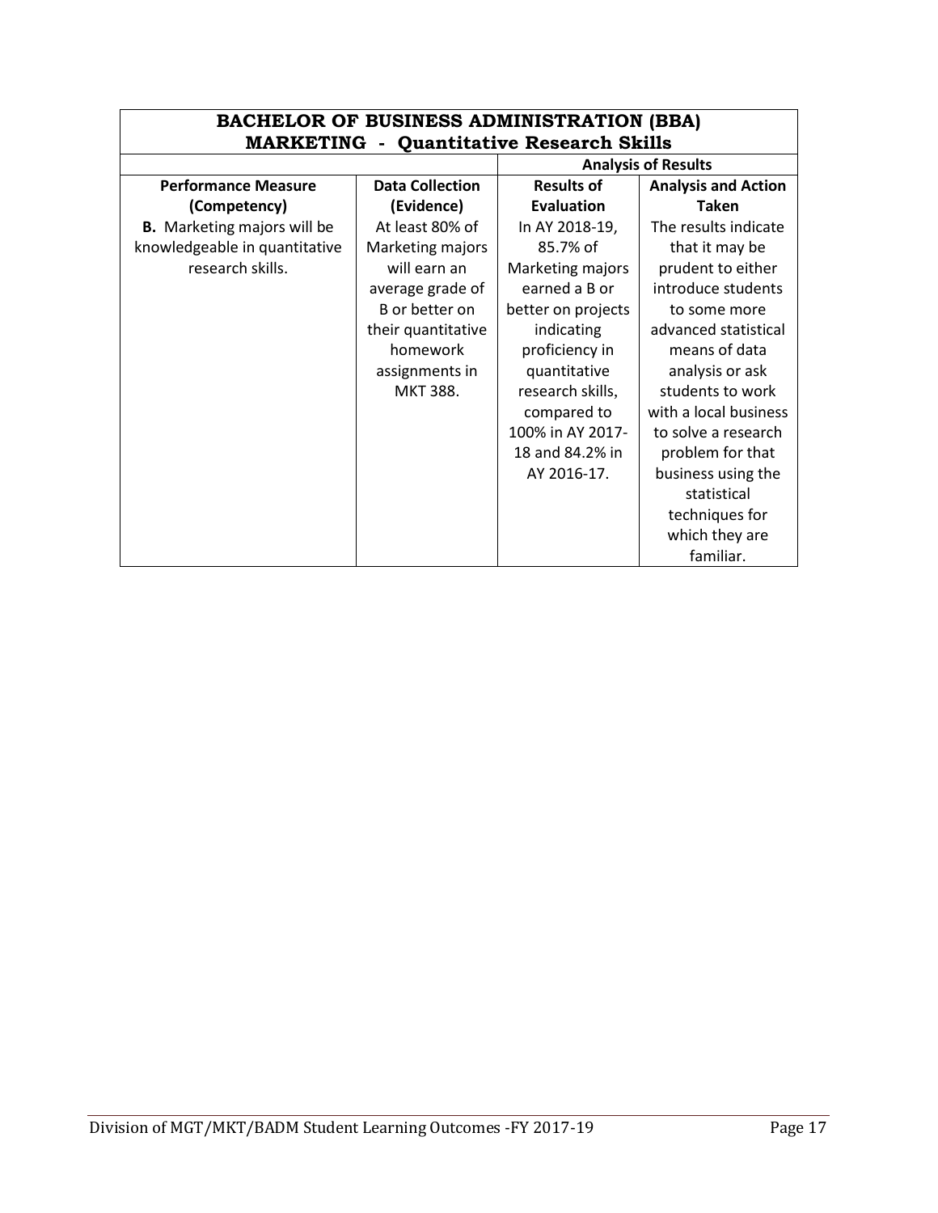| BACHELOR OF BUSINESS ADMINISTRATION (BBA) MARKETING - Quantitative Research Skills | | | |
|---|---|---|---|
| | | **Analysis of Results** | |
| **Performance Measure (Competency)** | **Data Collection (Evidence)** | **Results of Evaluation** | **Analysis and Action Taken** |
| **B.** Marketing majors will be knowledgeable in quantitative research skills. | At least 80% of Marketing majors will earn an average grade of B or better on their quantitative homework assignments in MKT 388. | In AY 2018-19, 85.7% of Marketing majors earned a B or better on projects indicating proficiency in quantitative research skills, compared to 100% in AY 2017-18 and 84.2% in AY 2016-17. | The results indicate that it may be prudent to either introduce students to some more advanced statistical means of data analysis or ask students to work with a local business to solve a research problem for that business using the statistical techniques for which they are familiar. |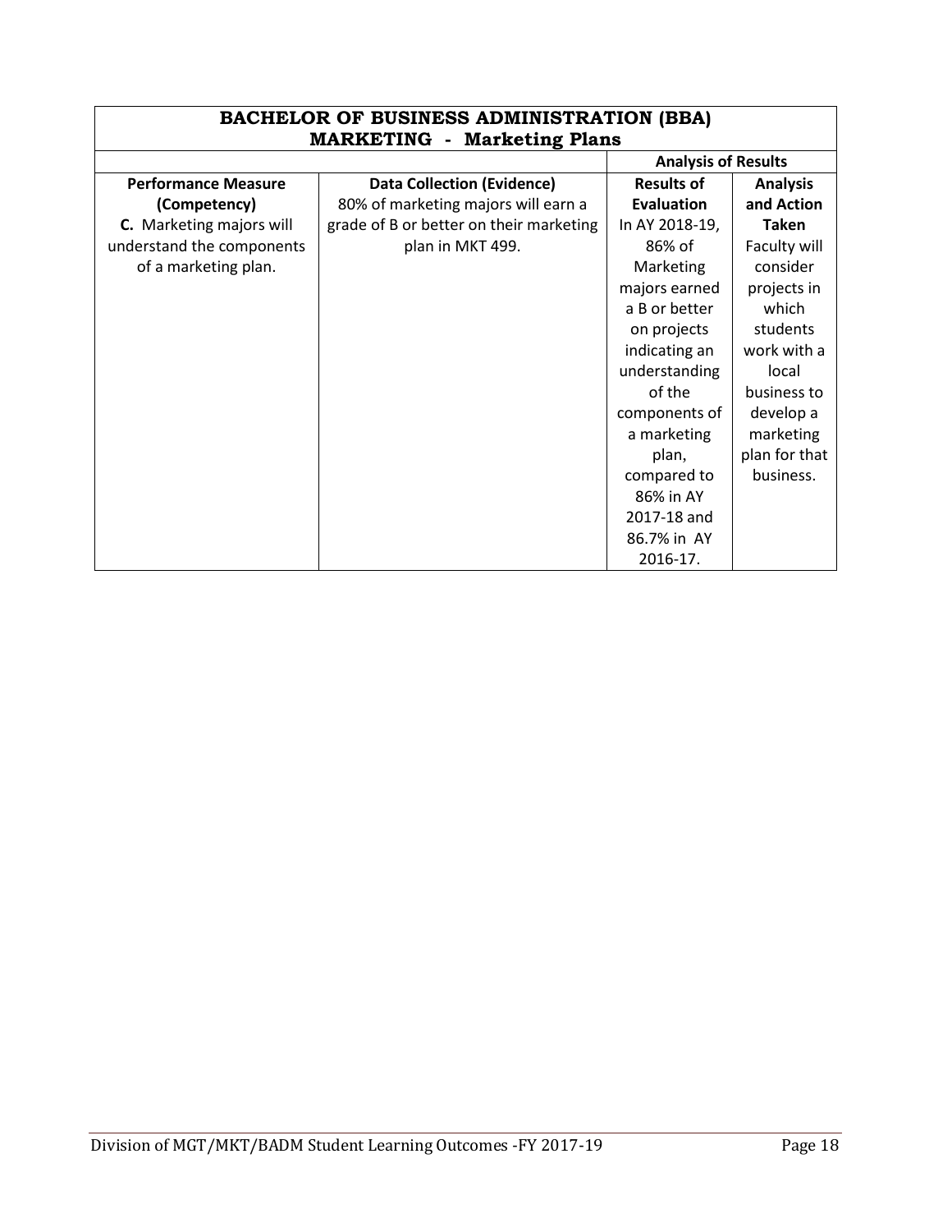| BACHELOR OF BUSINESS ADMINISTRATION (BBA) MARKETING - Marketing Plans | | | |
|---|---|---|---|
| | | **Analysis of Results** | |
| **Performance Measure (Competency)** | **Data Collection (Evidence)** | **Results of Evaluation** | **Analysis and Action Taken** |
| **C.** Marketing majors will understand the components of a marketing plan. | 80% of marketing majors will earn a grade of B or better on their marketing plan in MKT 499. | In AY 2018-19, 86% of Marketing majors earned a B or better on projects indicating an understanding of the components of a marketing plan, compared to 86% in AY 2017-18 and 86.7% in AY 2016-17. | Faculty will consider projects in which students work with a local business to develop a marketing plan for that business. |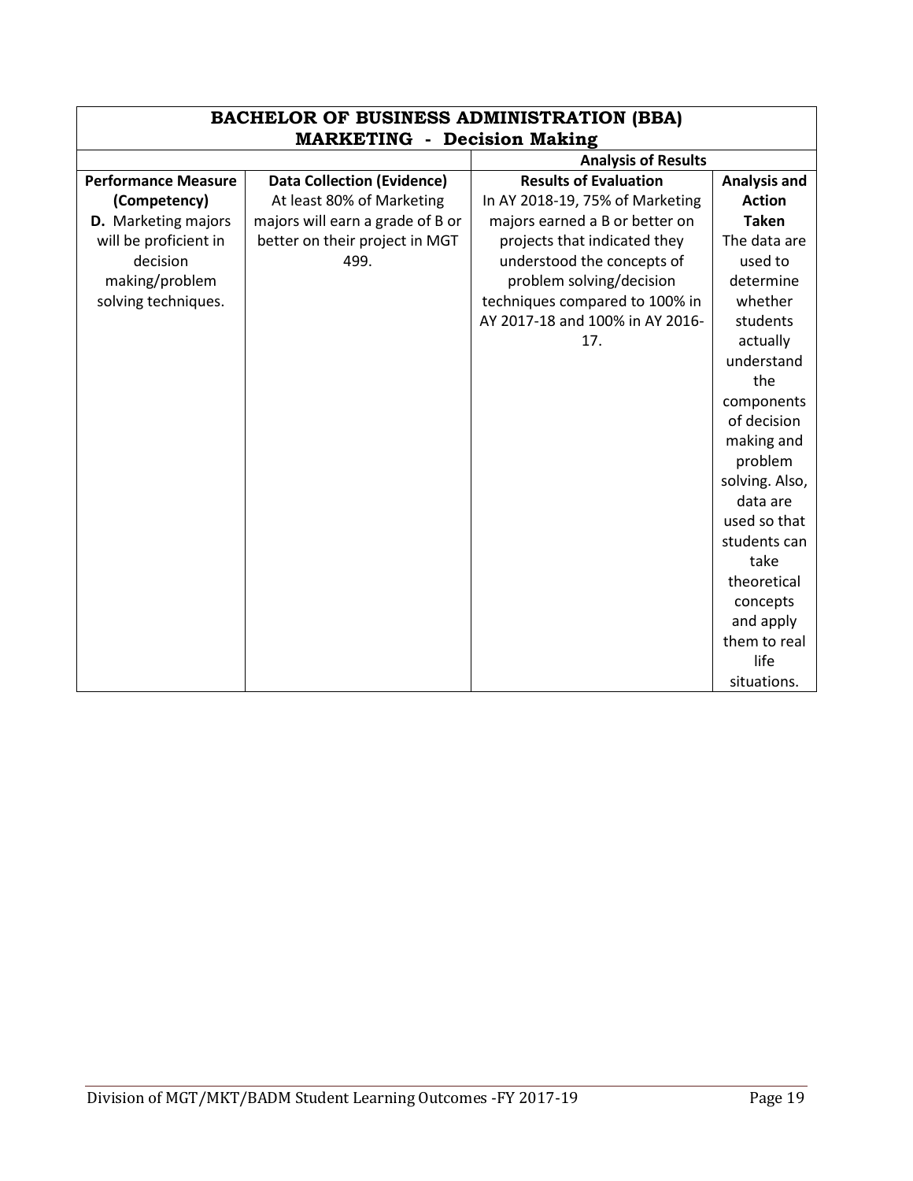| BACHELOR OF BUSINESS ADMINISTRATION (BBA) MARKETING - Decision Making | | | |
|---|---|---|---|
| | | Analysis of Results | |
| **Performance Measure (Competency)** | **Data Collection (Evidence)** | **Results of Evaluation** | **Analysis and Action Taken** |
| **D.** Marketing majors will be proficient in decision making/problem solving techniques. | At least 80% of Marketing majors will earn a grade of B or better on their project in MGT 499. | In AY 2018-19, 75% of Marketing majors earned a B or better on projects that indicated they understood the concepts of problem solving/decision techniques compared to 100% in AY 2017-18 and 100% in AY 2016-17. | The data are used to determine whether students actually understand the components of decision making and problem solving. Also, data are used so that students can take theoretical concepts and apply them to real life situations. |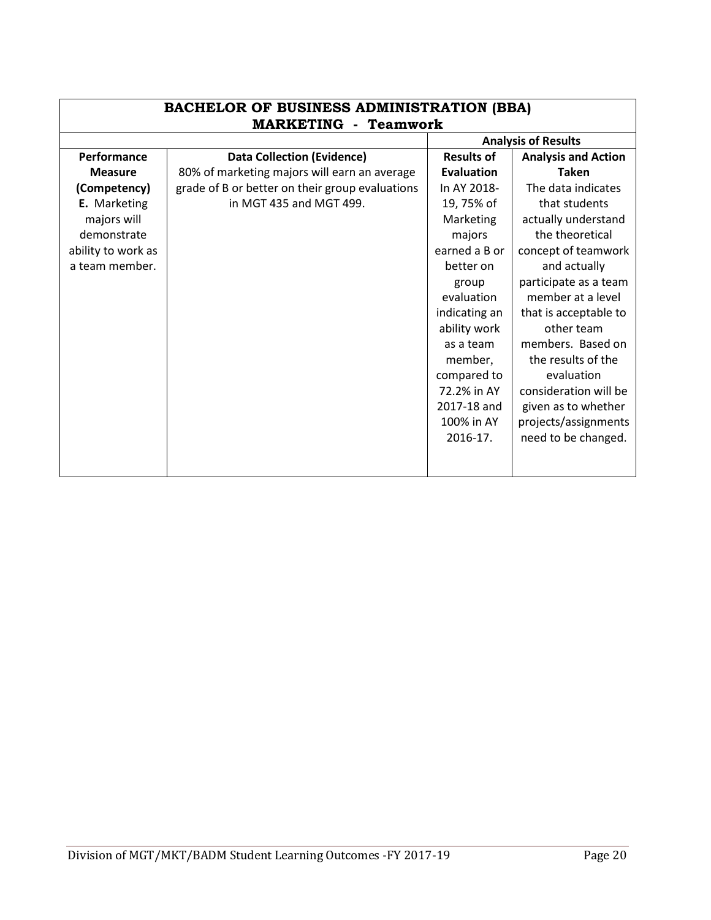| BACHELOR OF BUSINESS ADMINISTRATION (BBA) MARKETING - Teamwork | | | |
|---|---|---|---|
| | | **Analysis of Results** | |
| **Performance Measure (Competency)** | **Data Collection (Evidence)** | **Results of Evaluation** | **Analysis and Action Taken** |
| **E.** Marketing majors will demonstrate ability to work as a team member. | 80% of marketing majors will earn an average grade of B or better on their group evaluations in MGT 435 and MGT 499. | In AY 2018-19, 75% of Marketing majors earned a B or better on group evaluation indicating an ability work as a team member, compared to 72.2% in AY 2017-18 and 100% in AY 2016-17. | The data indicates that students actually understand the theoretical concept of teamwork and actually participate as a team member at a level that is acceptable to other team members. Based on the results of the evaluation consideration will be given as to whether projects/assignments need to be changed. |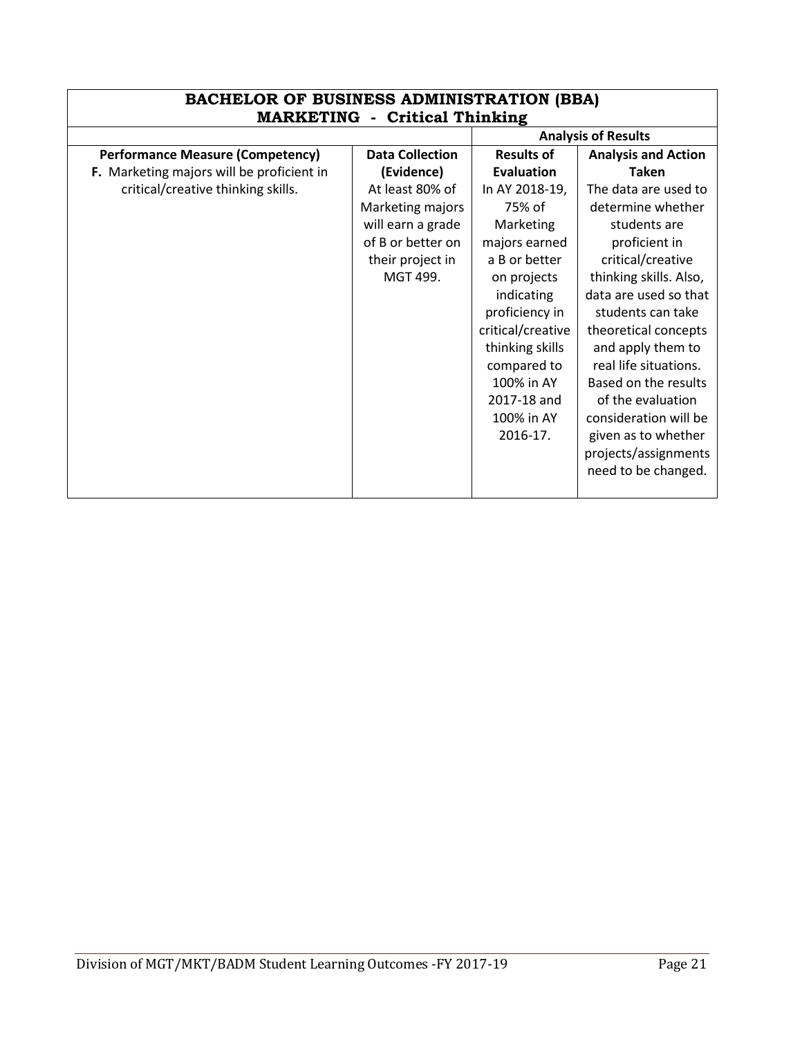| BACHELOR OF BUSINESS ADMINISTRATION (BBA) MARKETING - Critical Thinking | | | |
|---|---|---|---|
| | | **Analysis of Results** | |
| **Performance Measure (Competency)** | **Data Collection (Evidence)** | **Results of Evaluation** | **Analysis and Action Taken** |
| **F.** Marketing majors will be proficient in critical/creative thinking skills. | At least 80% of Marketing majors will earn a grade of B or better on their project in MGT 499. | In AY 2018-19, 75% of Marketing majors earned a B or better on projects indicating proficiency in critical/creative thinking skills compared to 100% in AY 2017-18 and 100% in AY 2016-17. | The data are used to determine whether students are proficient in critical/creative thinking skills. Also, data are used so that students can take theoretical concepts and apply them to real life situations. Based on the results of the evaluation consideration will be given as to whether projects/assignments need to be changed. |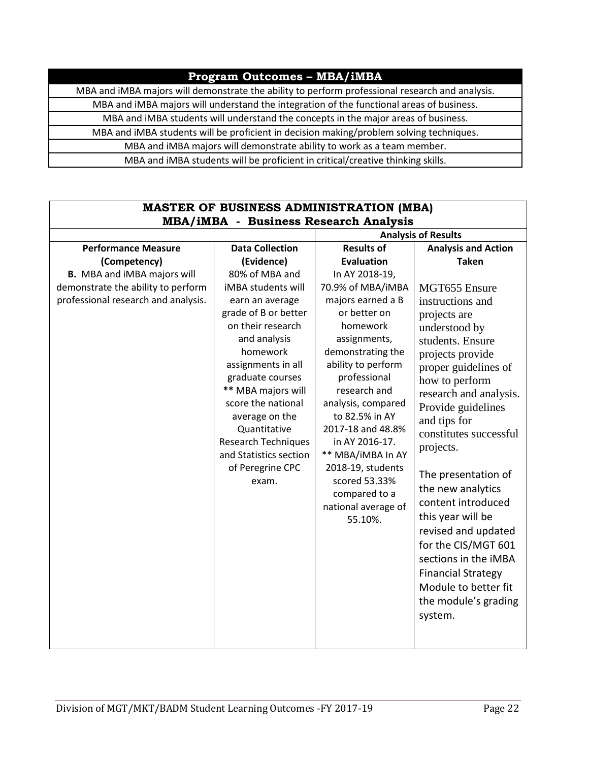| Program Outcomes – MBA/iMBA |
| --- |
| MBA and iMBA majors will demonstrate the ability to perform professional research and analysis. |
| MBA and iMBA majors will understand the integration of the functional areas of business. |
| MBA and iMBA students will understand the concepts in the major areas of business. |
| MBA and iMBA students will be proficient in decision making/problem solving techniques. |
| MBA and iMBA majors will demonstrate ability to work as a team member. |
| MBA and iMBA students will be proficient in critical/creative thinking skills. |

| MASTER OF BUSINESS ADMINISTRATION (MBA)<br>MBA/iMBA - Business Research Analysis | | | |
| --- | --- | --- | --- |
| | | **Analysis of Results** | |
| **Performance Measure (Competency)** | **Data Collection (Evidence)** | **Results of Evaluation** | **Analysis and Action Taken** |
| **B.** MBA and iMBA majors will demonstrate the ability to perform professional research and analysis. | 80% of MBA and iMBA students will earn an average grade of B or better on their research and analysis homework assignments in all graduate courses<br>**** MBA majors will score the national average on the Quantitative Research Techniques and Statistics section of Peregrine CPC exam. | In AY 2018-19, 70.9% of MBA/iMBA majors earned a B or better on homework assignments, demonstrating the ability to perform professional research and analysis, compared to 82.5% in AY 2017-18 and 48.8% in AY 2016-17.<br>** MBA/iMBA In AY 2018-19, students scored 53.33% compared to a national average of 55.10%. | MGT655 Ensure instructions and projects are understood by students. Ensure projects provide proper guidelines of how to perform research and analysis. Provide guidelines and tips for constitutes successful projects.<br><br>The presentation of the new analytics content introduced this year will be revised and updated for the CIS/MGT 601 sections in the iMBA Financial Strategy Module to better fit the module's grading system. |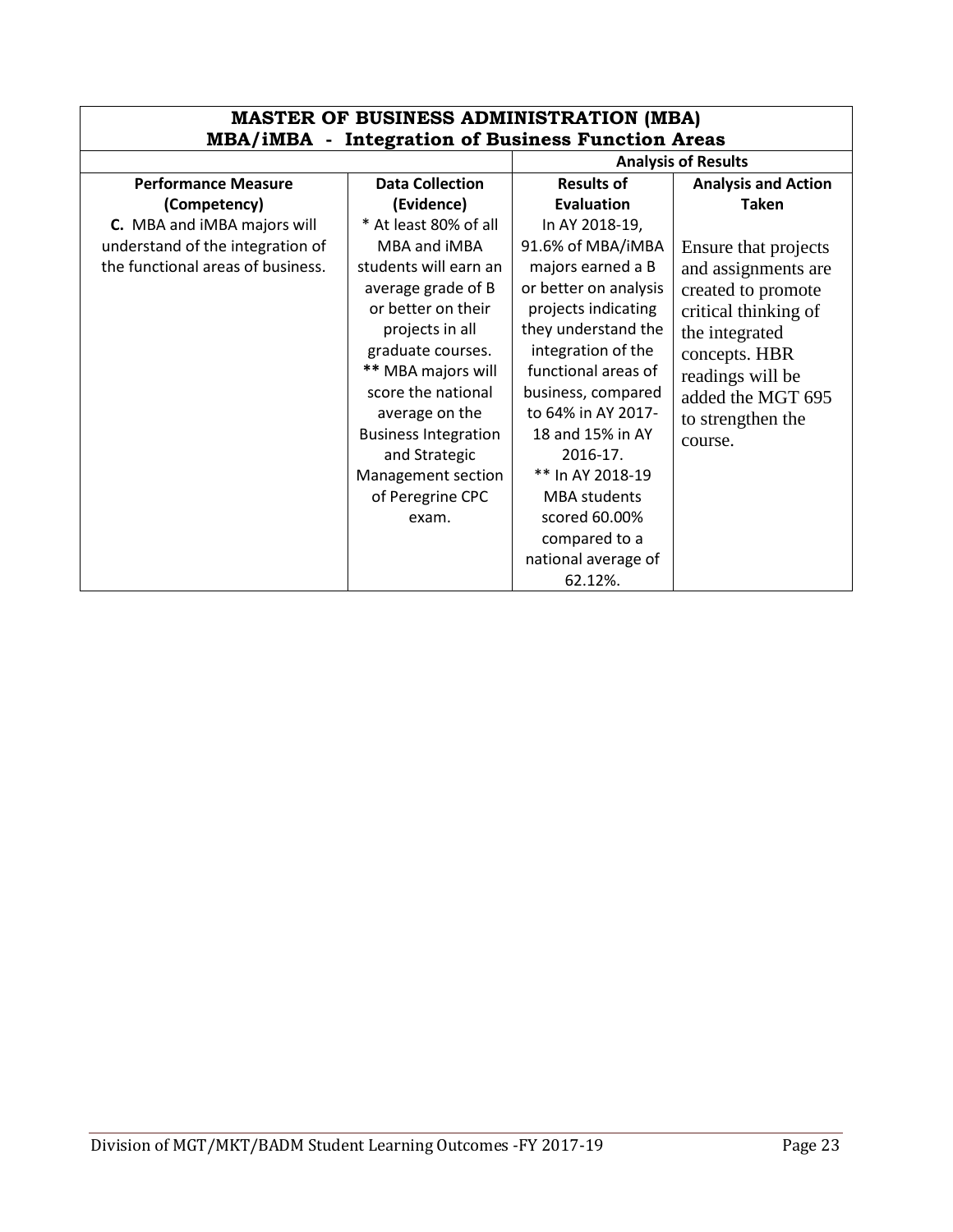| MASTER OF BUSINESS ADMINISTRATION (MBA) MBA/iMBA - Integration of Business Function Areas | | | |
|---|---|---|---|
| | | **Analysis of Results** | |
| **Performance Measure (Competency)** | **Data Collection (Evidence)** | **Results of Evaluation** | **Analysis and Action Taken** |
| **C.** MBA and iMBA majors will understand the integration of the functional areas of business. | * At least 80% of all MBA and iMBA students will earn an average grade of B or better on their projects in all graduate courses. ** MBA majors will score the national average on the Business Integration and Strategic Management section of Peregrine CPC exam. | In AY 2018-19, 91.6% of MBA/iMBA majors earned a B or better on analysis projects indicating they understand the integration of the functional areas of business, compared to 64% in AY 2017-18 and 15% in AY 2016-17. ** In AY 2018-19 MBA students scored 60.00% compared to a national average of 62.12%. | Ensure that projects and assignments are created to promote critical thinking of the integrated concepts. HBR readings will be added the MGT 695 to strengthen the course. |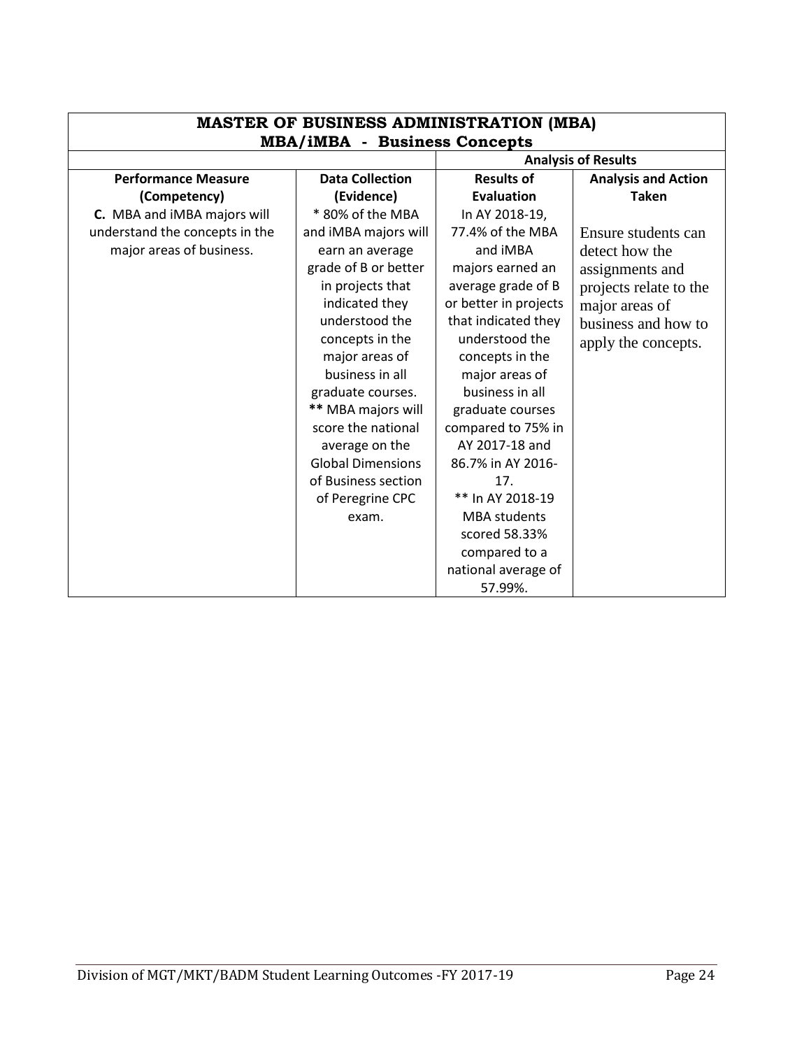| MASTER OF BUSINESS ADMINISTRATION (MBA) MBA/iMBA - Business Concepts | | | |
|---|---|---|---|
| | | Analysis of Results | |
| **Performance Measure (Competency)** | **Data Collection (Evidence)** | **Results of Evaluation** | **Analysis and Action Taken** |
| **C.** MBA and iMBA majors will understand the concepts in the major areas of business. | * 80% of the MBA and iMBA majors will earn an average grade of B or better in projects that indicated they understood the concepts in the major areas of business in all graduate courses. **\*\*** MBA majors will score the national average on the Global Dimensions of Business section of Peregrine CPC exam. | In AY 2018-19, 77.4% of the MBA and iMBA majors earned an average grade of B or better in projects that indicated they understood the concepts in the major areas of business in all graduate courses compared to 75% in AY 2017-18 and 86.7% in AY 2016-17. ** In AY 2018-19 MBA students scored 58.33% compared to a national average of 57.99%. | Ensure students can detect how the assignments and projects relate to the major areas of business and how to apply the concepts. |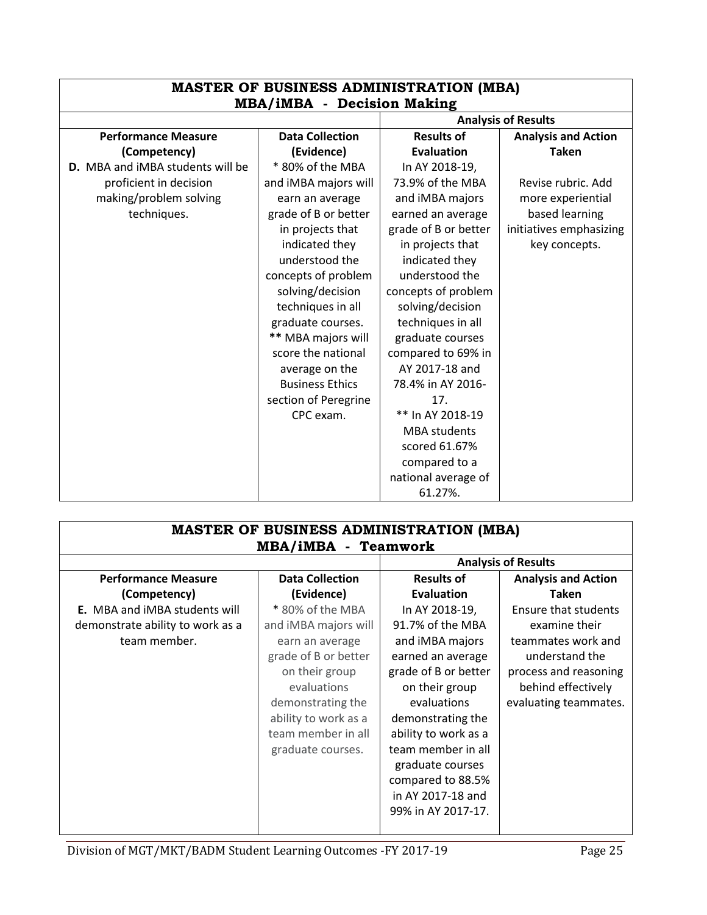| MASTER OF BUSINESS ADMINISTRATION (MBA) MBA/iMBA - Decision Making | | | |
|---|---|---|---|
| | | **Analysis of Results** | |
| **Performance Measure (Competency)** | **Data Collection (Evidence)** | **Results of Evaluation** | **Analysis and Action Taken** |
| **D.** MBA and iMBA students will be proficient in decision making/problem solving techniques. | * 80% of the MBA and iMBA majors will earn an average grade of B or better in projects that indicated they understood the concepts of problem solving/decision techniques in all graduate courses. ** MBA majors will score the national average on the Business Ethics section of Peregrine CPC exam. | In AY 2018-19, 73.9% of the MBA and iMBA majors earned an average grade of B or better in projects that indicated they understood the concepts of problem solving/decision techniques in all graduate courses compared to 69% in AY 2017-18 and 78.4% in AY 2016-17. ** In AY 2018-19 MBA students scored 61.67% compared to a national average of 61.27%. | Revise rubric. Add more experiential based learning initiatives emphasizing key concepts. |

| MASTER OF BUSINESS ADMINISTRATION (MBA) MBA/iMBA - Teamwork | | | |
|---|---|---|---|
| | | **Analysis of Results** | |
| **Performance Measure (Competency)** | **Data Collection (Evidence)** | **Results of Evaluation** | **Analysis and Action Taken** |
| **E.** MBA and iMBA students will demonstrate ability to work as a team member. | * 80% of the MBA and iMBA majors will earn an average grade of B or better on their group evaluations demonstrating the ability to work as a team member in all graduate courses. | In AY 2018-19, 91.7% of the MBA and iMBA majors earned an average grade of B or better on their group evaluations demonstrating the ability to work as a team member in all graduate courses compared to 88.5% in AY 2017-18 and 99% in AY 2017-17. | Ensure that students examine their teammates work and understand the process and reasoning behind effectively evaluating teammates. |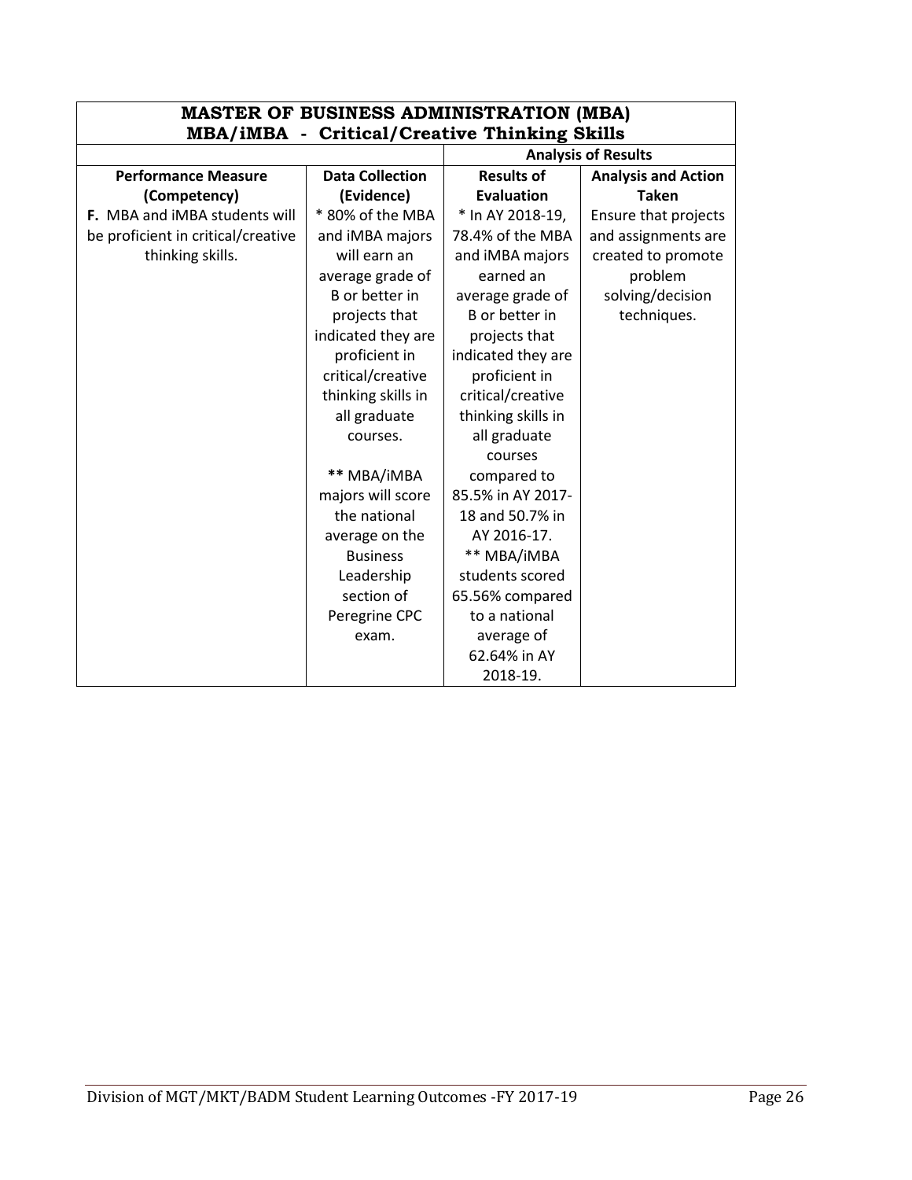| MASTER OF BUSINESS ADMINISTRATION (MBA) MBA/iMBA - Critical/Creative Thinking Skills | | | |
|---|---|---|---|
| | | Analysis of Results | |
| **Performance Measure (Competency)** | **Data Collection (Evidence)** | **Results of Evaluation** | **Analysis and Action Taken** |
| **F.** MBA and iMBA students will be proficient in critical/creative thinking skills. | * 80% of the MBA and iMBA majors will earn an average grade of B or better in projects that indicated they are proficient in critical/creative thinking skills in all graduate courses.<br><br>** MBA/iMBA majors will score the national average on the Business Leadership section of Peregrine CPC exam. | * In AY 2018-19, 78.4% of the MBA and iMBA majors earned an average grade of B or better in projects that indicated they are proficient in critical/creative thinking skills in all graduate courses compared to 85.5% in AY 2017-18 and 50.7% in AY 2016-17.<br>** MBA/iMBA students scored 65.56% compared to a national average of 62.64% in AY 2018-19. | Ensure that projects and assignments are created to promote problem solving/decision techniques. |